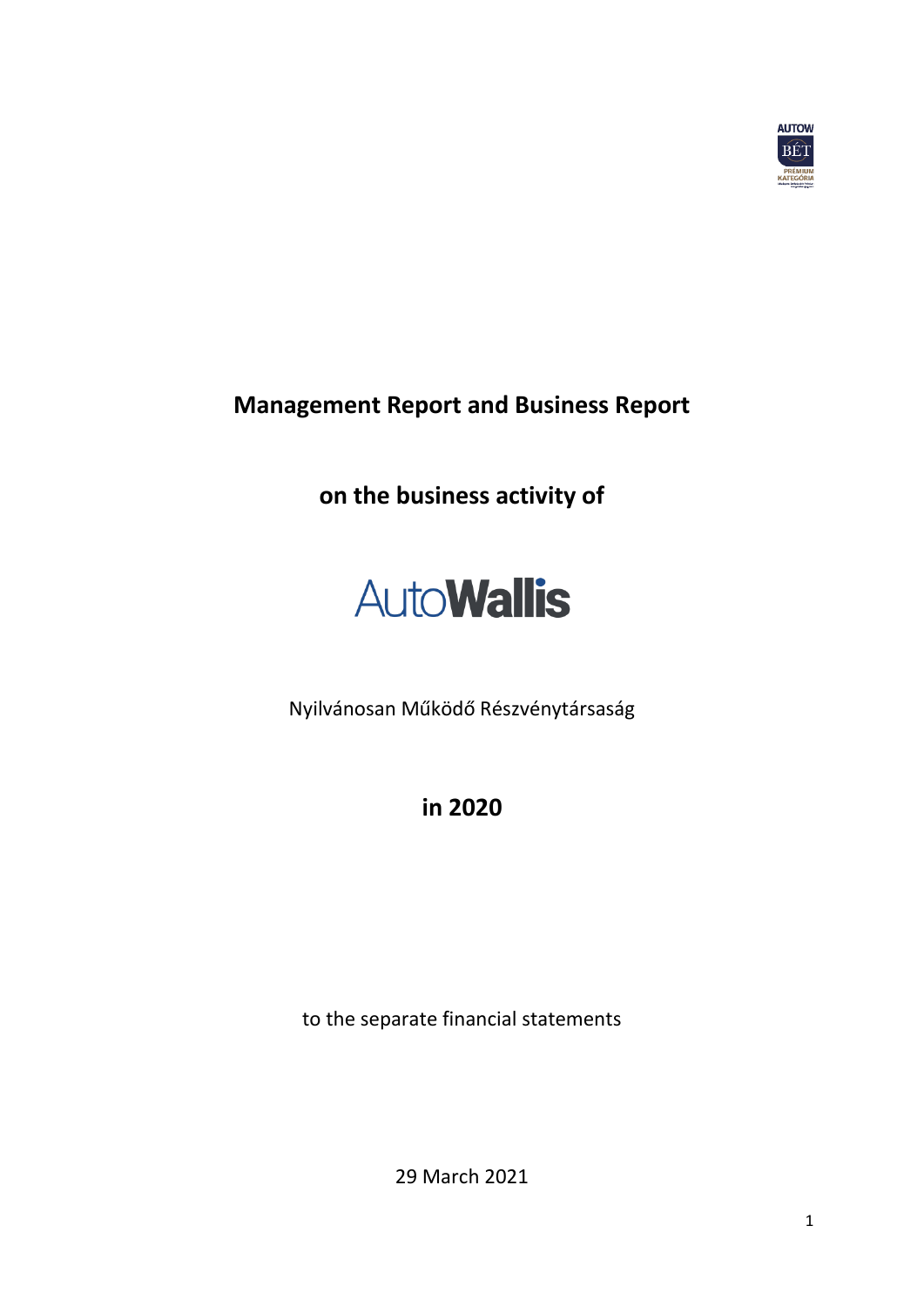# Management Report and Business Report

## on the business activity of

AutoWallis

Nyilvánosan Működő Részvénytársaság

## in 2020

to the separate financial statements

29 March 2021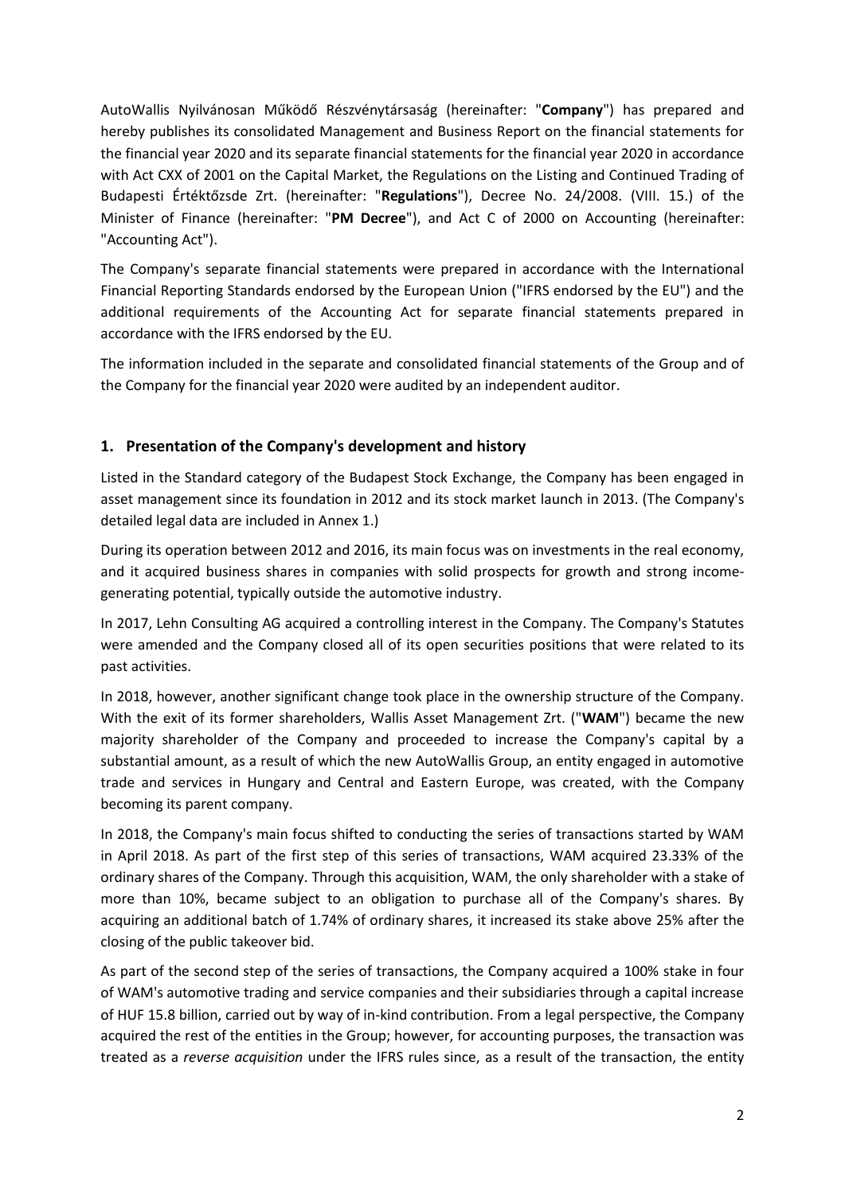AutoWallis Nyilvánosan Működő Részvénytársaság (hereinafter: "**Company**") has prepared and hereby publishes its consolidated Management and Business Report on the financial statements for the financial year 2020 and its separate financial statements for the financial year 2020 in accordance with Act CXX of 2001 on the Capital Market, the Regulations on the Listing and Continued Trading of Budapesti Értéktőzsde Zrt. (hereinafter: "**Regulations**"), Decree No. 24/2008. (VIII. 15.) of the Minister of Finance (hereinafter: "**PM Decree**"), and Act C of 2000 on Accounting (hereinafter: "Accounting Act").

The Company's separate financial statements were prepared in accordance with the International Financial Reporting Standards endorsed by the European Union ("IFRS endorsed by the EU") and the additional requirements of the Accounting Act for separate financial statements prepared in accordance with the IFRS endorsed by the EU.

The information included in the separate and consolidated financial statements of the Group and of the Company for the financial year 2020 were audited by an independent auditor.

## 1. Presentation of the Company's development and history

Listed in the Standard category of the Budapest Stock Exchange, the Company has been engaged in asset management since its foundation in 2012 and its stock market launch in 2013. (The Company's detailed legal data are included in Annex 1.)

During its operation between 2012 and 2016, its main focus was on investments in the real economy, and it acquired business shares in companies with solid prospects for growth and strong income-generating potential, typically outside the automotive industry.

In 2017, Lehn Consulting AG acquired a controlling interest in the Company. The Company's Statutes were amended and the Company closed all of its open securities positions that were related to its past activities.

In 2018, however, another significant change took place in the ownership structure of the Company. With the exit of its former shareholders, Wallis Asset Management Zrt. ("**WAM**") became the new majority shareholder of the Company and proceeded to increase the Company's capital by a substantial amount, as a result of which the new AutoWallis Group, an entity engaged in automotive trade and services in Hungary and Central and Eastern Europe, was created, with the Company becoming its parent company.

In 2018, the Company's main focus shifted to conducting the series of transactions started by WAM in April 2018. As part of the first step of this series of transactions, WAM acquired 23.33% of the ordinary shares of the Company. Through this acquisition, WAM, the only shareholder with a stake of more than 10%, became subject to an obligation to purchase all of the Company's shares. By acquiring an additional batch of 1.74% of ordinary shares, it increased its stake above 25% after the closing of the public takeover bid.

As part of the second step of the series of transactions, the Company acquired a 100% stake in four of WAM's automotive trading and service companies and their subsidiaries through a capital increase of HUF 15.8 billion, carried out by way of in-kind contribution. From a legal perspective, the Company acquired the rest of the entities in the Group; however, for accounting purposes, the transaction was treated as a *reverse acquisition* under the IFRS rules since, as a result of the transaction, the entity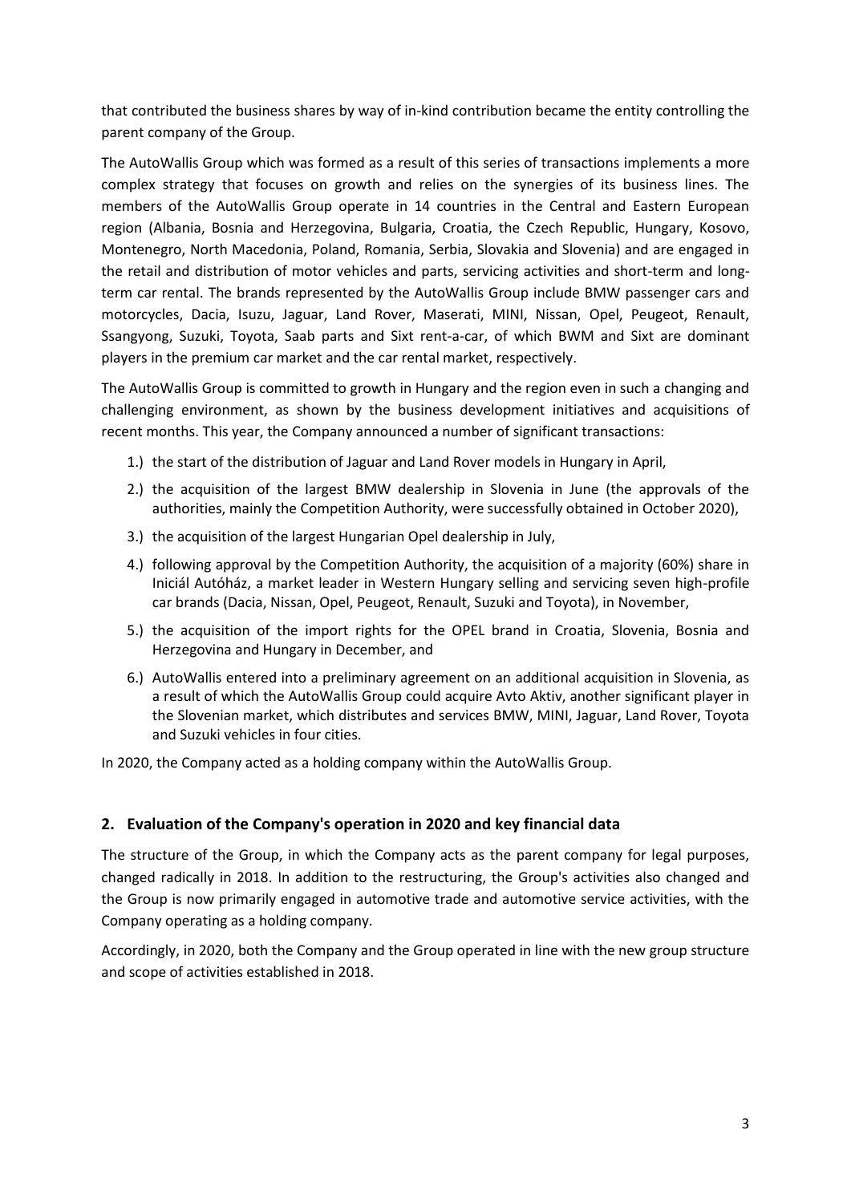that contributed the business shares by way of in-kind contribution became the entity controlling the parent company of the Group.

The AutoWallis Group which was formed as a result of this series of transactions implements a more complex strategy that focuses on growth and relies on the synergies of its business lines. The members of the AutoWallis Group operate in 14 countries in the Central and Eastern European region (Albania, Bosnia and Herzegovina, Bulgaria, Croatia, the Czech Republic, Hungary, Kosovo, Montenegro, North Macedonia, Poland, Romania, Serbia, Slovakia and Slovenia) and are engaged in the retail and distribution of motor vehicles and parts, servicing activities and short-term and long-term car rental. The brands represented by the AutoWallis Group include BMW passenger cars and motorcycles, Dacia, Isuzu, Jaguar, Land Rover, Maserati, MINI, Nissan, Opel, Peugeot, Renault, Ssangyong, Suzuki, Toyota, Saab parts and Sixt rent-a-car, of which BWM and Sixt are dominant players in the premium car market and the car rental market, respectively.

The AutoWallis Group is committed to growth in Hungary and the region even in such a changing and challenging environment, as shown by the business development initiatives and acquisitions of recent months. This year, the Company announced a number of significant transactions:

1.) the start of the distribution of Jaguar and Land Rover models in Hungary in April,
2.) the acquisition of the largest BMW dealership in Slovenia in June (the approvals of the authorities, mainly the Competition Authority, were successfully obtained in October 2020),
3.) the acquisition of the largest Hungarian Opel dealership in July,
4.) following approval by the Competition Authority, the acquisition of a majority (60%) share in Iniciál Autóház, a market leader in Western Hungary selling and servicing seven high-profile car brands (Dacia, Nissan, Opel, Peugeot, Renault, Suzuki and Toyota), in November,
5.) the acquisition of the import rights for the OPEL brand in Croatia, Slovenia, Bosnia and Herzegovina and Hungary in December, and
6.) AutoWallis entered into a preliminary agreement on an additional acquisition in Slovenia, as a result of which the AutoWallis Group could acquire Avto Aktiv, another significant player in the Slovenian market, which distributes and services BMW, MINI, Jaguar, Land Rover, Toyota and Suzuki vehicles in four cities.

In 2020, the Company acted as a holding company within the AutoWallis Group.

## 2. Evaluation of the Company's operation in 2020 and key financial data

The structure of the Group, in which the Company acts as the parent company for legal purposes, changed radically in 2018. In addition to the restructuring, the Group's activities also changed and the Group is now primarily engaged in automotive trade and automotive service activities, with the Company operating as a holding company.

Accordingly, in 2020, both the Company and the Group operated in line with the new group structure and scope of activities established in 2018.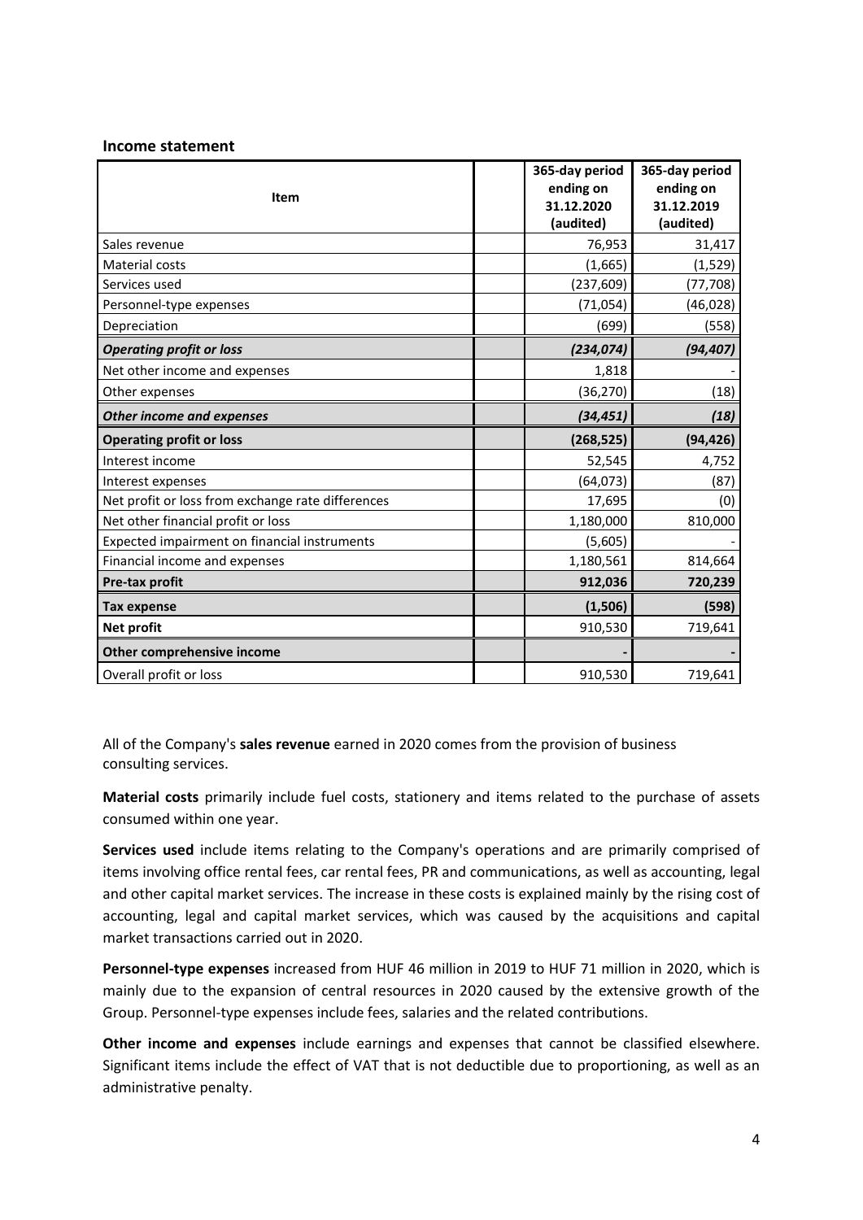## Income statement

| Item | | 365-day period ending on 31.12.2020 (audited) | 365-day period ending on 31.12.2019 (audited) |
|---|---|---|---|
| Sales revenue | | 76,953 | 31,417 |
| Material costs | | (1,665) | (1,529) |
| Services used | | (237,609) | (77,708) |
| Personnel-type expenses | | (71,054) | (46,028) |
| Depreciation | | (699) | (558) |
| ***Operating profit or loss*** | | ***(234,074)*** | ***(94,407)*** |
| Net other income and expenses | | 1,818 | - |
| Other expenses | | (36,270) | (18) |
| ***Other income and expenses*** | | ***(34,451)*** | ***(18)*** |
| **Operating profit or loss** | | **(268,525)** | **(94,426)** |
| Interest income | | 52,545 | 4,752 |
| Interest expenses | | (64,073) | (87) |
| Net profit or loss from exchange rate differences | | 17,695 | (0) |
| Net other financial profit or loss | | 1,180,000 | 810,000 |
| Expected impairment on financial instruments | | (5,605) | - |
| Financial income and expenses | | 1,180,561 | 814,664 |
| **Pre-tax profit** | | **912,036** | **720,239** |
| **Tax expense** | | **(1,506)** | **(598)** |
| **Net profit** | | 910,530 | 719,641 |
| **Other comprehensive income** | | - | - |
| Overall profit or loss | | 910,530 | 719,641 |

All of the Company's **sales revenue** earned in 2020 comes from the provision of business consulting services.

**Material costs** primarily include fuel costs, stationery and items related to the purchase of assets consumed within one year.

**Services used** include items relating to the Company's operations and are primarily comprised of items involving office rental fees, car rental fees, PR and communications, as well as accounting, legal and other capital market services. The increase in these costs is explained mainly by the rising cost of accounting, legal and capital market services, which was caused by the acquisitions and capital market transactions carried out in 2020.

**Personnel-type expenses** increased from HUF 46 million in 2019 to HUF 71 million in 2020, which is mainly due to the expansion of central resources in 2020 caused by the extensive growth of the Group. Personnel-type expenses include fees, salaries and the related contributions.

**Other income and expenses** include earnings and expenses that cannot be classified elsewhere. Significant items include the effect of VAT that is not deductible due to proportioning, as well as an administrative penalty.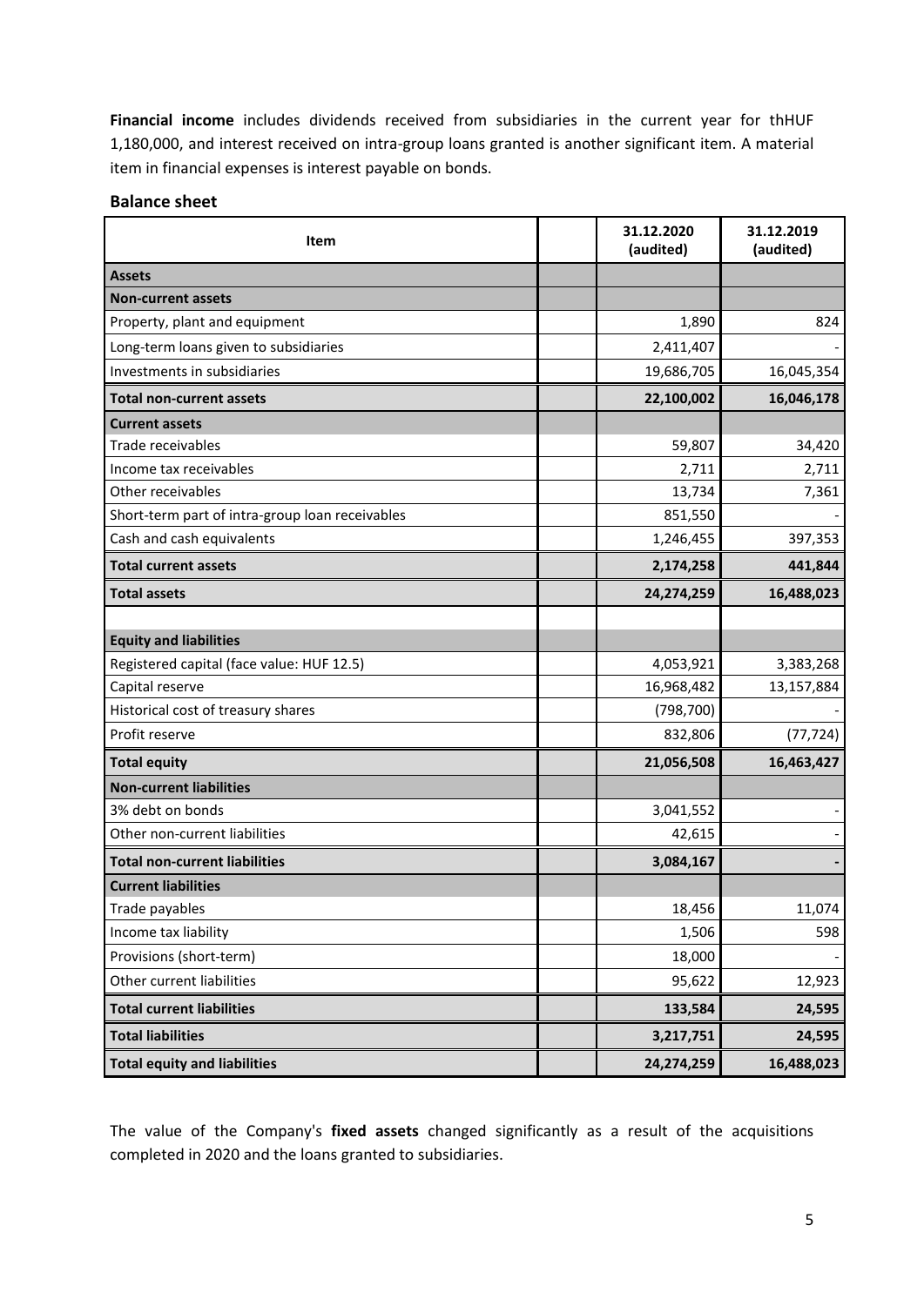**Financial income** includes dividends received from subsidiaries in the current year for thHUF 1,180,000, and interest received on intra-group loans granted is another significant item. A material item in financial expenses is interest payable on bonds.

## Balance sheet

| Item | | 31.12.2020 (audited) | 31.12.2019 (audited) |
|---|---|---|---|
| **Assets** | | | |
| **Non-current assets** | | | |
| Property, plant and equipment | | 1,890 | 824 |
| Long-term loans given to subsidiaries | | 2,411,407 | - |
| Investments in subsidiaries | | 19,686,705 | 16,045,354 |
| **Total non-current assets** | | **22,100,002** | **16,046,178** |
| **Current assets** | | | |
| Trade receivables | | 59,807 | 34,420 |
| Income tax receivables | | 2,711 | 2,711 |
| Other receivables | | 13,734 | 7,361 |
| Short-term part of intra-group loan receivables | | 851,550 | - |
| Cash and cash equivalents | | 1,246,455 | 397,353 |
| **Total current assets** | | **2,174,258** | **441,844** |
| **Total assets** | | **24,274,259** | **16,488,023** |
| | | | |
| **Equity and liabilities** | | | |
| Registered capital (face value: HUF 12.5) | | 4,053,921 | 3,383,268 |
| Capital reserve | | 16,968,482 | 13,157,884 |
| Historical cost of treasury shares | | (798,700) | - |
| Profit reserve | | 832,806 | (77,724) |
| **Total equity** | | **21,056,508** | **16,463,427** |
| **Non-current liabilities** | | | |
| 3% debt on bonds | | 3,041,552 | - |
| Other non-current liabilities | | 42,615 | - |
| **Total non-current liabilities** | | **3,084,167** | **-** |
| **Current liabilities** | | | |
| Trade payables | | 18,456 | 11,074 |
| Income tax liability | | 1,506 | 598 |
| Provisions (short-term) | | 18,000 | - |
| Other current liabilities | | 95,622 | 12,923 |
| **Total current liabilities** | | **133,584** | **24,595** |
| **Total liabilities** | | **3,217,751** | **24,595** |
| **Total equity and liabilities** | | **24,274,259** | **16,488,023** |

The value of the Company's **fixed assets** changed significantly as a result of the acquisitions completed in 2020 and the loans granted to subsidiaries.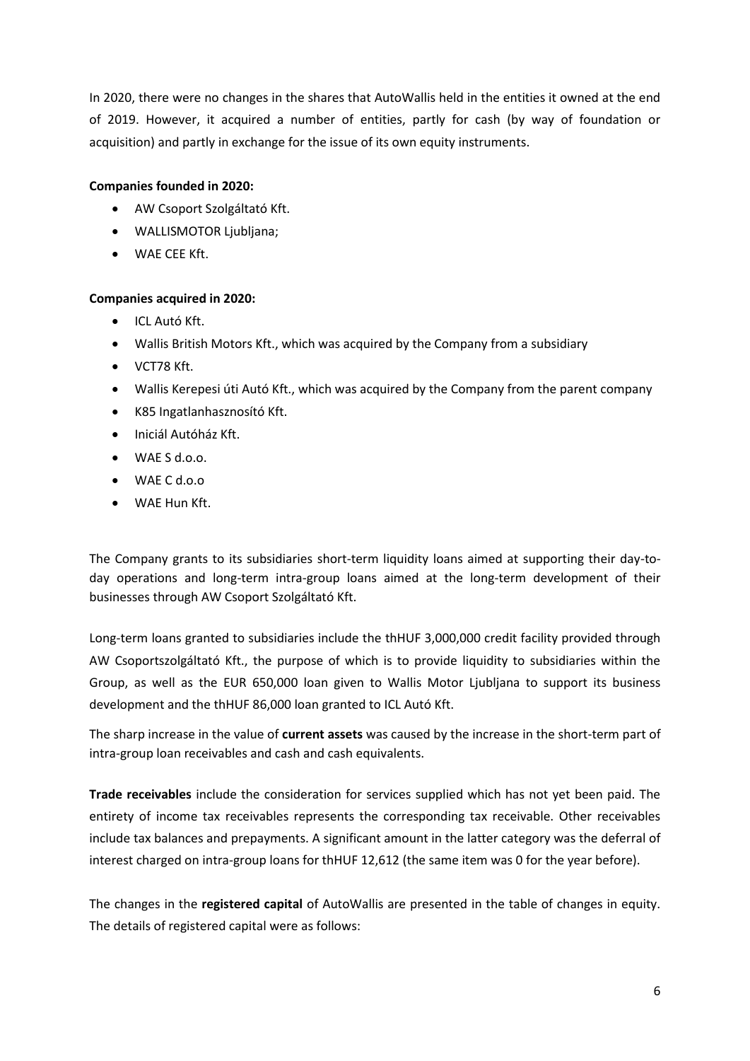In 2020, there were no changes in the shares that AutoWallis held in the entities it owned at the end of 2019. However, it acquired a number of entities, partly for cash (by way of foundation or acquisition) and partly in exchange for the issue of its own equity instruments.

**Companies founded in 2020:**

- AW Csoport Szolgáltató Kft.
- WALLISMOTOR Ljubljana;
- WAE CEE Kft.

**Companies acquired in 2020:**

- ICL Autó Kft.
- Wallis British Motors Kft., which was acquired by the Company from a subsidiary
- VCT78 Kft.
- Wallis Kerepesi úti Autó Kft., which was acquired by the Company from the parent company
- K85 Ingatlanhasznosító Kft.
- Iniciál Autóház Kft.
- WAE S d.o.o.
- WAE C d.o.o
- WAE Hun Kft.

The Company grants to its subsidiaries short-term liquidity loans aimed at supporting their day-to-day operations and long-term intra-group loans aimed at the long-term development of their businesses through AW Csoport Szolgáltató Kft.

Long-term loans granted to subsidiaries include the thHUF 3,000,000 credit facility provided through AW Csoportszolgáltató Kft., the purpose of which is to provide liquidity to subsidiaries within the Group, as well as the EUR 650,000 loan given to Wallis Motor Ljubljana to support its business development and the thHUF 86,000 loan granted to ICL Autó Kft.

The sharp increase in the value of **current assets** was caused by the increase in the short-term part of intra-group loan receivables and cash and cash equivalents.

**Trade receivables** include the consideration for services supplied which has not yet been paid. The entirety of income tax receivables represents the corresponding tax receivable. Other receivables include tax balances and prepayments. A significant amount in the latter category was the deferral of interest charged on intra-group loans for thHUF 12,612 (the same item was 0 for the year before).

The changes in the **registered capital** of AutoWallis are presented in the table of changes in equity. The details of registered capital were as follows: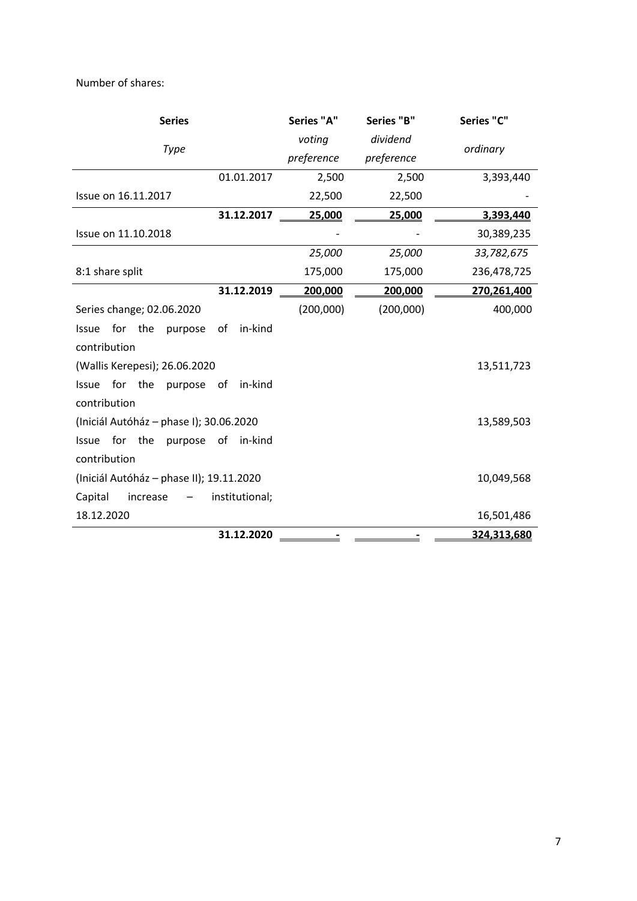Number of shares:

| **Series** | | **Series "A"** | **Series "B"** | **Series "C"** |
|---|---|---|---|---|
| *Type* | | *voting preference* | *dividend preference* | *ordinary* |
| | 01.01.2017 | 2,500 | 2,500 | 3,393,440 |
| Issue on 16.11.2017 | | 22,500 | 22,500 | - |
| | **31.12.2017** | **25,000** | **25,000** | **3,393,440** |
| Issue on 11.10.2018 | | - | - | 30,389,235 |
| | | *25,000* | *25,000* | *33,782,675* |
| 8:1 share split | | 175,000 | 175,000 | 236,478,725 |
| | **31.12.2019** | **200,000** | **200,000** | **270,261,400** |
| Series change; 02.06.2020 | | (200,000) | (200,000) | 400,000 |
| Issue for the purpose of in-kind contribution (Wallis Kerepesi); 26.06.2020 | | | | 13,511,723 |
| Issue for the purpose of in-kind contribution (Iniciál Autóház – phase I); 30.06.2020 | | | | 13,589,503 |
| Issue for the purpose of in-kind contribution (Iniciál Autóház – phase II); 19.11.2020 | | | | 10,049,568 |
| Capital increase – institutional; 18.12.2020 | | | | 16,501,486 |
| | **31.12.2020** | **-** | **-** | **324,313,680** |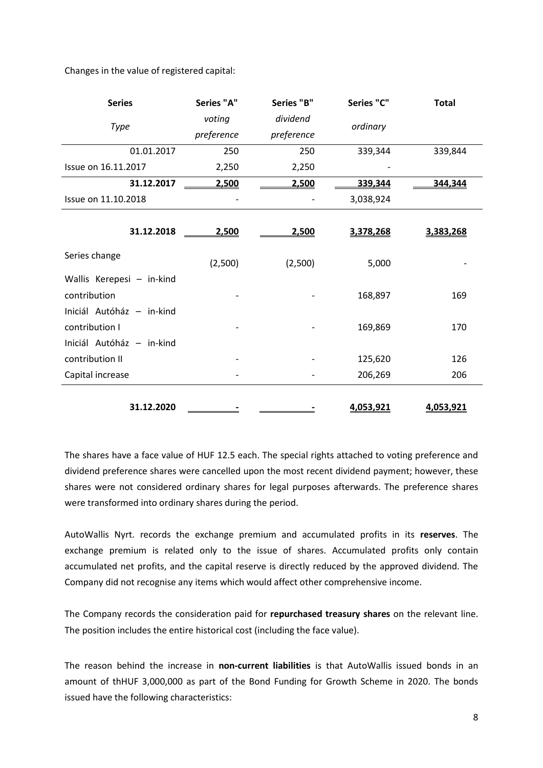Changes in the value of registered capital:

| Series | Series "A" | Series "B" | Series "C" | Total |
|---|---|---|---|---|
| *Type* | *voting preference* | *dividend preference* | *ordinary* | |
| 01.01.2017 | 250 | 250 | 339,344 | 339,844 |
| Issue on 16.11.2017 | 2,250 | 2,250 | - | |
| **31.12.2017** | **2,500** | **2,500** | **339,344** | **344,344** |
| Issue on 11.10.2018 | - | - | 3,038,924 | |
| **31.12.2018** | **2,500** | **2,500** | **3,378,268** | **3,383,268** |
| Series change | (2,500) | (2,500) | 5,000 | - |
| Wallis Kerepesi – in-kind contribution | - | - | 168,897 | 169 |
| Iniciál Autóház – in-kind contribution I | - | - | 169,869 | 170 |
| Iniciál Autóház – in-kind contribution II | - | - | 125,620 | 126 |
| Capital increase | - | - | 206,269 | 206 |
| **31.12.2020** | **-** | **-** | **4,053,921** | **4,053,921** |

The shares have a face value of HUF 12.5 each. The special rights attached to voting preference and dividend preference shares were cancelled upon the most recent dividend payment; however, these shares were not considered ordinary shares for legal purposes afterwards. The preference shares were transformed into ordinary shares during the period.

AutoWallis Nyrt. records the exchange premium and accumulated profits in its **reserves**. The exchange premium is related only to the issue of shares. Accumulated profits only contain accumulated net profits, and the capital reserve is directly reduced by the approved dividend. The Company did not recognise any items which would affect other comprehensive income.

The Company records the consideration paid for **repurchased treasury shares** on the relevant line. The position includes the entire historical cost (including the face value).

The reason behind the increase in **non-current liabilities** is that AutoWallis issued bonds in an amount of thHUF 3,000,000 as part of the Bond Funding for Growth Scheme in 2020. The bonds issued have the following characteristics: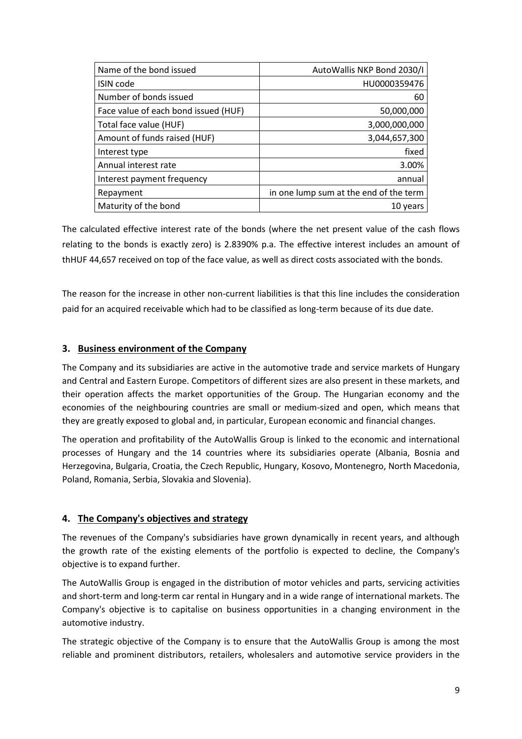| Name of the bond issued | AutoWallis NKP Bond 2030/I |
|---|---|
| ISIN code | HU0000359476 |
| Number of bonds issued | 60 |
| Face value of each bond issued (HUF) | 50,000,000 |
| Total face value (HUF) | 3,000,000,000 |
| Amount of funds raised (HUF) | 3,044,657,300 |
| Interest type | fixed |
| Annual interest rate | 3.00% |
| Interest payment frequency | annual |
| Repayment | in one lump sum at the end of the term |
| Maturity of the bond | 10 years |

The calculated effective interest rate of the bonds (where the net present value of the cash flows relating to the bonds is exactly zero) is 2.8390% p.a. The effective interest includes an amount of thHUF 44,657 received on top of the face value, as well as direct costs associated with the bonds.

The reason for the increase in other non-current liabilities is that this line includes the consideration paid for an acquired receivable which had to be classified as long-term because of its due date.

## 3. Business environment of the Company

The Company and its subsidiaries are active in the automotive trade and service markets of Hungary and Central and Eastern Europe. Competitors of different sizes are also present in these markets, and their operation affects the market opportunities of the Group. The Hungarian economy and the economies of the neighbouring countries are small or medium-sized and open, which means that they are greatly exposed to global and, in particular, European economic and financial changes.

The operation and profitability of the AutoWallis Group is linked to the economic and international processes of Hungary and the 14 countries where its subsidiaries operate (Albania, Bosnia and Herzegovina, Bulgaria, Croatia, the Czech Republic, Hungary, Kosovo, Montenegro, North Macedonia, Poland, Romania, Serbia, Slovakia and Slovenia).

## 4. The Company's objectives and strategy

The revenues of the Company's subsidiaries have grown dynamically in recent years, and although the growth rate of the existing elements of the portfolio is expected to decline, the Company's objective is to expand further.

The AutoWallis Group is engaged in the distribution of motor vehicles and parts, servicing activities and short-term and long-term car rental in Hungary and in a wide range of international markets. The Company's objective is to capitalise on business opportunities in a changing environment in the automotive industry.

The strategic objective of the Company is to ensure that the AutoWallis Group is among the most reliable and prominent distributors, retailers, wholesalers and automotive service providers in the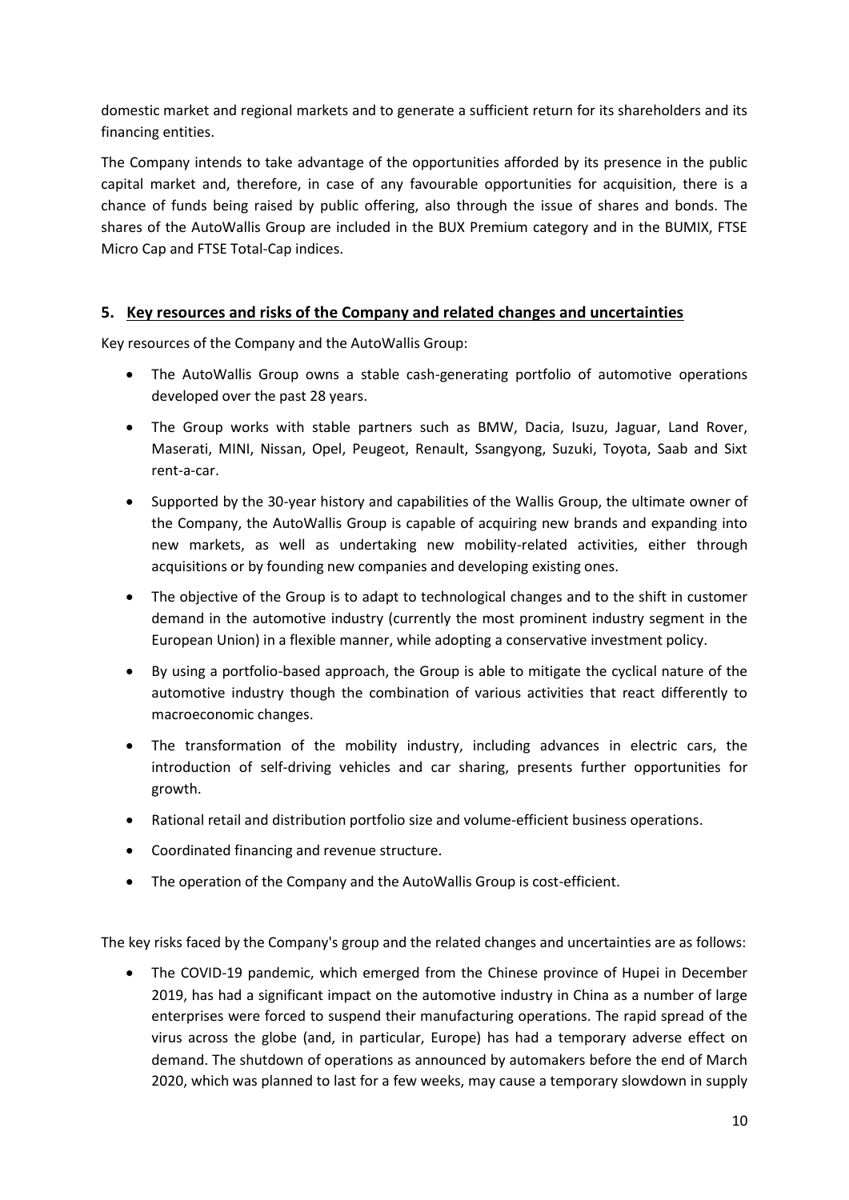domestic market and regional markets and to generate a sufficient return for its shareholders and its financing entities.

The Company intends to take advantage of the opportunities afforded by its presence in the public capital market and, therefore, in case of any favourable opportunities for acquisition, there is a chance of funds being raised by public offering, also through the issue of shares and bonds. The shares of the AutoWallis Group are included in the BUX Premium category and in the BUMIX, FTSE Micro Cap and FTSE Total-Cap indices.

## 5. Key resources and risks of the Company and related changes and uncertainties

Key resources of the Company and the AutoWallis Group:

- The AutoWallis Group owns a stable cash-generating portfolio of automotive operations developed over the past 28 years.
- The Group works with stable partners such as BMW, Dacia, Isuzu, Jaguar, Land Rover, Maserati, MINI, Nissan, Opel, Peugeot, Renault, Ssangyong, Suzuki, Toyota, Saab and Sixt rent-a-car.
- Supported by the 30-year history and capabilities of the Wallis Group, the ultimate owner of the Company, the AutoWallis Group is capable of acquiring new brands and expanding into new markets, as well as undertaking new mobility-related activities, either through acquisitions or by founding new companies and developing existing ones.
- The objective of the Group is to adapt to technological changes and to the shift in customer demand in the automotive industry (currently the most prominent industry segment in the European Union) in a flexible manner, while adopting a conservative investment policy.
- By using a portfolio-based approach, the Group is able to mitigate the cyclical nature of the automotive industry though the combination of various activities that react differently to macroeconomic changes.
- The transformation of the mobility industry, including advances in electric cars, the introduction of self-driving vehicles and car sharing, presents further opportunities for growth.
- Rational retail and distribution portfolio size and volume-efficient business operations.
- Coordinated financing and revenue structure.
- The operation of the Company and the AutoWallis Group is cost-efficient.

The key risks faced by the Company's group and the related changes and uncertainties are as follows:

- The COVID-19 pandemic, which emerged from the Chinese province of Hupei in December 2019, has had a significant impact on the automotive industry in China as a number of large enterprises were forced to suspend their manufacturing operations. The rapid spread of the virus across the globe (and, in particular, Europe) has had a temporary adverse effect on demand. The shutdown of operations as announced by automakers before the end of March 2020, which was planned to last for a few weeks, may cause a temporary slowdown in supply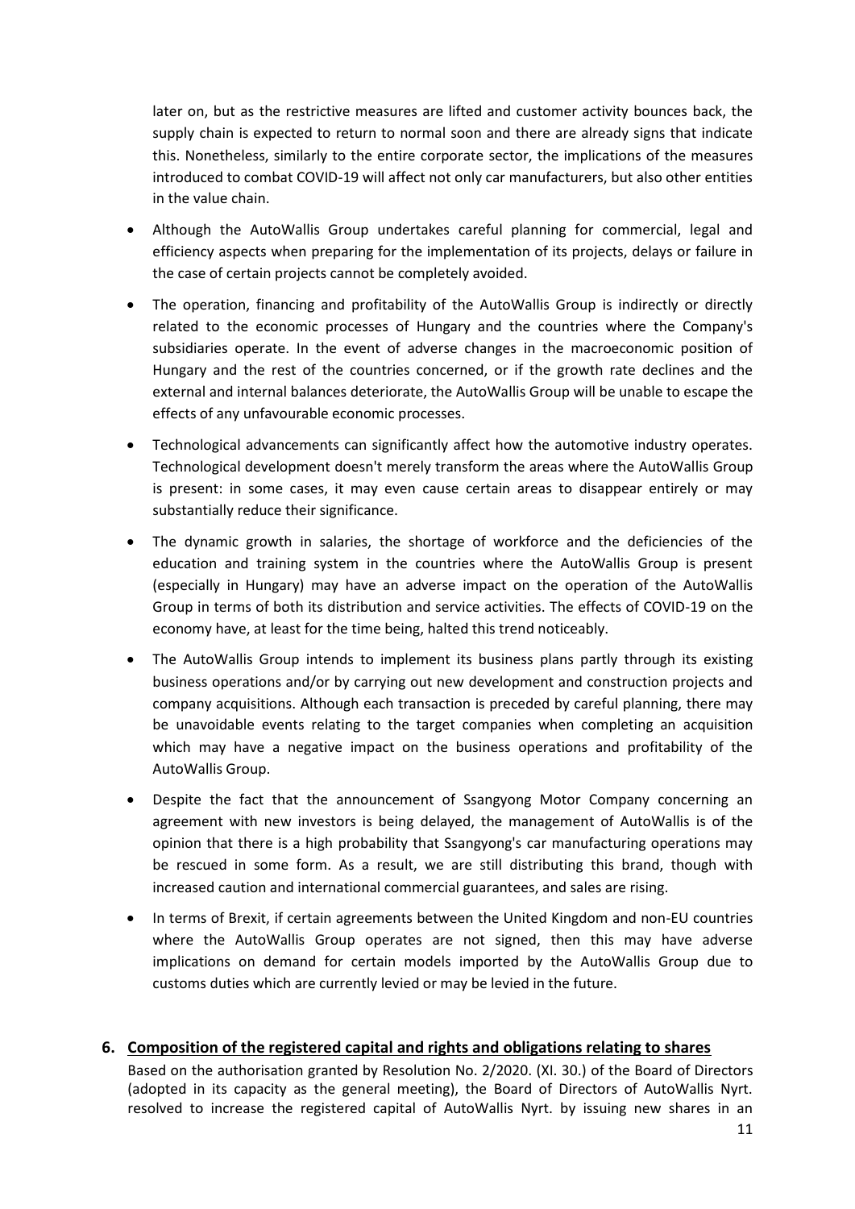later on, but as the restrictive measures are lifted and customer activity bounces back, the supply chain is expected to return to normal soon and there are already signs that indicate this. Nonetheless, similarly to the entire corporate sector, the implications of the measures introduced to combat COVID-19 will affect not only car manufacturers, but also other entities in the value chain.

- Although the AutoWallis Group undertakes careful planning for commercial, legal and efficiency aspects when preparing for the implementation of its projects, delays or failure in the case of certain projects cannot be completely avoided.
- The operation, financing and profitability of the AutoWallis Group is indirectly or directly related to the economic processes of Hungary and the countries where the Company's subsidiaries operate. In the event of adverse changes in the macroeconomic position of Hungary and the rest of the countries concerned, or if the growth rate declines and the external and internal balances deteriorate, the AutoWallis Group will be unable to escape the effects of any unfavourable economic processes.
- Technological advancements can significantly affect how the automotive industry operates. Technological development doesn't merely transform the areas where the AutoWallis Group is present: in some cases, it may even cause certain areas to disappear entirely or may substantially reduce their significance.
- The dynamic growth in salaries, the shortage of workforce and the deficiencies of the education and training system in the countries where the AutoWallis Group is present (especially in Hungary) may have an adverse impact on the operation of the AutoWallis Group in terms of both its distribution and service activities. The effects of COVID-19 on the economy have, at least for the time being, halted this trend noticeably.
- The AutoWallis Group intends to implement its business plans partly through its existing business operations and/or by carrying out new development and construction projects and company acquisitions. Although each transaction is preceded by careful planning, there may be unavoidable events relating to the target companies when completing an acquisition which may have a negative impact on the business operations and profitability of the AutoWallis Group.
- Despite the fact that the announcement of Ssangyong Motor Company concerning an agreement with new investors is being delayed, the management of AutoWallis is of the opinion that there is a high probability that Ssangyong's car manufacturing operations may be rescued in some form. As a result, we are still distributing this brand, though with increased caution and international commercial guarantees, and sales are rising.
- In terms of Brexit, if certain agreements between the United Kingdom and non-EU countries where the AutoWallis Group operates are not signed, then this may have adverse implications on demand for certain models imported by the AutoWallis Group due to customs duties which are currently levied or may be levied in the future.

## 6. Composition of the registered capital and rights and obligations relating to shares

Based on the authorisation granted by Resolution No. 2/2020. (XI. 30.) of the Board of Directors (adopted in its capacity as the general meeting), the Board of Directors of AutoWallis Nyrt. resolved to increase the registered capital of AutoWallis Nyrt. by issuing new shares in an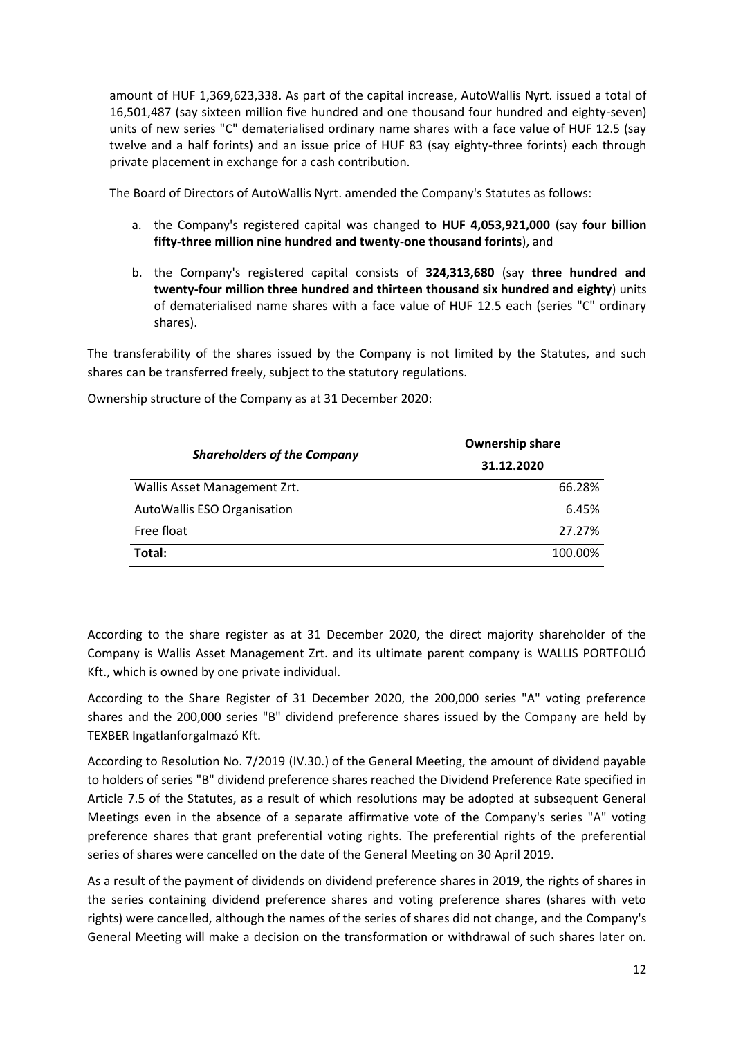amount of HUF 1,369,623,338. As part of the capital increase, AutoWallis Nyrt. issued a total of 16,501,487 (say sixteen million five hundred and one thousand four hundred and eighty-seven) units of new series "C" dematerialised ordinary name shares with a face value of HUF 12.5 (say twelve and a half forints) and an issue price of HUF 83 (say eighty-three forints) each through private placement in exchange for a cash contribution.

The Board of Directors of AutoWallis Nyrt. amended the Company's Statutes as follows:

a. the Company's registered capital was changed to **HUF 4,053,921,000** (say **four billion fifty-three million nine hundred and twenty-one thousand forints**), and

b. the Company's registered capital consists of **324,313,680** (say **three hundred and twenty-four million three hundred and thirteen thousand six hundred and eighty**) units of dematerialised name shares with a face value of HUF 12.5 each (series "C" ordinary shares).

The transferability of the shares issued by the Company is not limited by the Statutes, and such shares can be transferred freely, subject to the statutory regulations.

Ownership structure of the Company as at 31 December 2020:

| *Shareholders of the Company* | **Ownership share 31.12.2020** |
|---|---|
| Wallis Asset Management Zrt. | 66.28% |
| AutoWallis ESO Organisation | 6.45% |
| Free float | 27.27% |
| **Total:** | 100.00% |

According to the share register as at 31 December 2020, the direct majority shareholder of the Company is Wallis Asset Management Zrt. and its ultimate parent company is WALLIS PORTFOLIÓ Kft., which is owned by one private individual.

According to the Share Register of 31 December 2020, the 200,000 series "A" voting preference shares and the 200,000 series "B" dividend preference shares issued by the Company are held by TEXBER Ingatlanforgalmazó Kft.

According to Resolution No. 7/2019 (IV.30.) of the General Meeting, the amount of dividend payable to holders of series "B" dividend preference shares reached the Dividend Preference Rate specified in Article 7.5 of the Statutes, as a result of which resolutions may be adopted at subsequent General Meetings even in the absence of a separate affirmative vote of the Company's series "A" voting preference shares that grant preferential voting rights. The preferential rights of the preferential series of shares were cancelled on the date of the General Meeting on 30 April 2019.

As a result of the payment of dividends on dividend preference shares in 2019, the rights of shares in the series containing dividend preference shares and voting preference shares (shares with veto rights) were cancelled, although the names of the series of shares did not change, and the Company's General Meeting will make a decision on the transformation or withdrawal of such shares later on.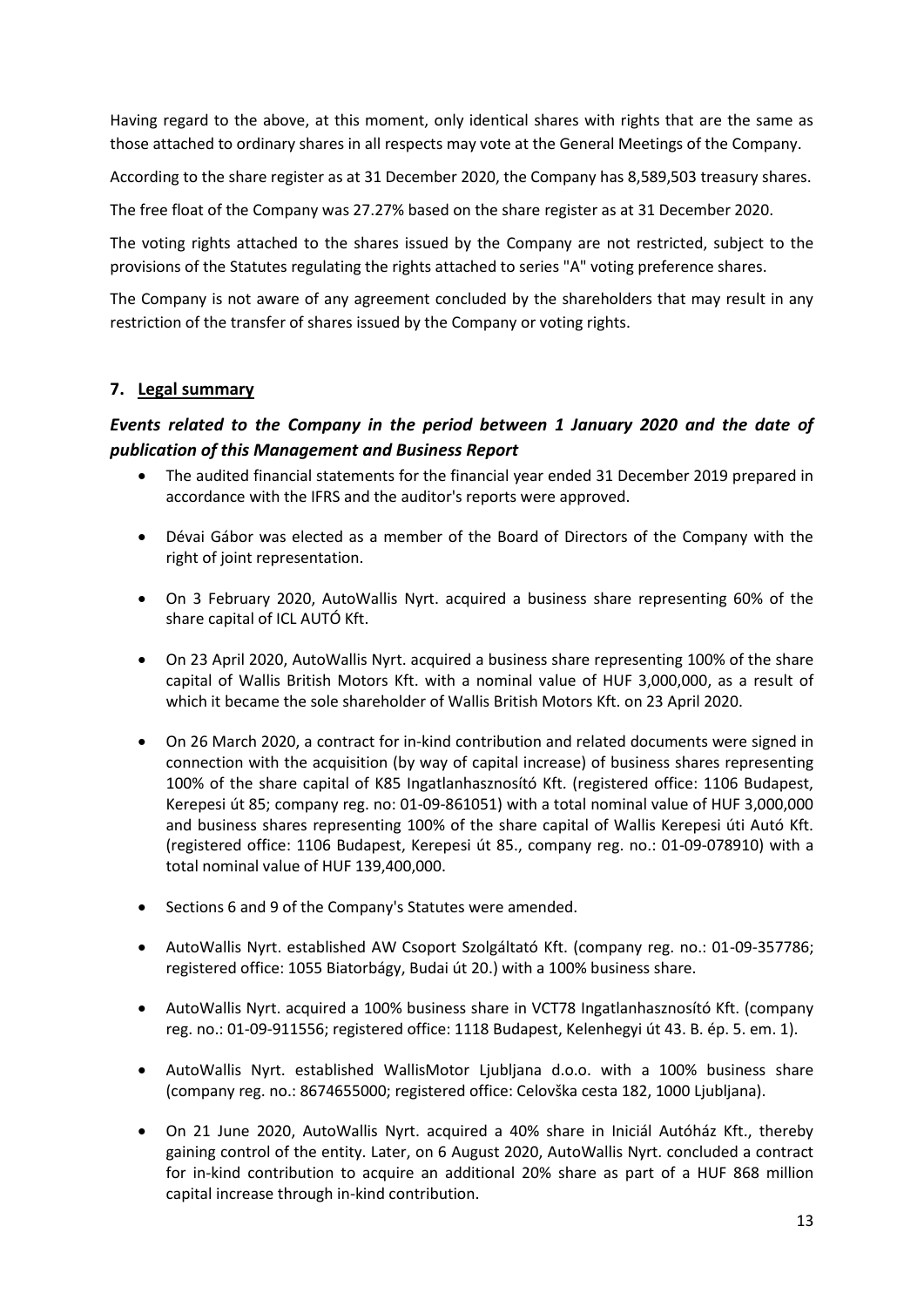Having regard to the above, at this moment, only identical shares with rights that are the same as those attached to ordinary shares in all respects may vote at the General Meetings of the Company.

According to the share register as at 31 December 2020, the Company has 8,589,503 treasury shares.

The free float of the Company was 27.27% based on the share register as at 31 December 2020.

The voting rights attached to the shares issued by the Company are not restricted, subject to the provisions of the Statutes regulating the rights attached to series "A" voting preference shares.

The Company is not aware of any agreement concluded by the shareholders that may result in any restriction of the transfer of shares issued by the Company or voting rights.

## 7. Legal summary

### *Events related to the Company in the period between 1 January 2020 and the date of publication of this Management and Business Report*

- The audited financial statements for the financial year ended 31 December 2019 prepared in accordance with the IFRS and the auditor's reports were approved.
- Dévai Gábor was elected as a member of the Board of Directors of the Company with the right of joint representation.
- On 3 February 2020, AutoWallis Nyrt. acquired a business share representing 60% of the share capital of ICL AUTÓ Kft.
- On 23 April 2020, AutoWallis Nyrt. acquired a business share representing 100% of the share capital of Wallis British Motors Kft. with a nominal value of HUF 3,000,000, as a result of which it became the sole shareholder of Wallis British Motors Kft. on 23 April 2020.
- On 26 March 2020, a contract for in-kind contribution and related documents were signed in connection with the acquisition (by way of capital increase) of business shares representing 100% of the share capital of K85 Ingatlanhasznosító Kft. (registered office: 1106 Budapest, Kerepesi út 85; company reg. no: 01-09-861051) with a total nominal value of HUF 3,000,000 and business shares representing 100% of the share capital of Wallis Kerepesi úti Autó Kft. (registered office: 1106 Budapest, Kerepesi út 85., company reg. no.: 01-09-078910) with a total nominal value of HUF 139,400,000.
- Sections 6 and 9 of the Company's Statutes were amended.
- AutoWallis Nyrt. established AW Csoport Szolgáltató Kft. (company reg. no.: 01-09-357786; registered office: 1055 Biatorbágy, Budai út 20.) with a 100% business share.
- AutoWallis Nyrt. acquired a 100% business share in VCT78 Ingatlanhasznosító Kft. (company reg. no.: 01-09-911556; registered office: 1118 Budapest, Kelenhegyi út 43. B. ép. 5. em. 1).
- AutoWallis Nyrt. established WallisMotor Ljubljana d.o.o. with a 100% business share (company reg. no.: 8674655000; registered office: Celovška cesta 182, 1000 Ljubljana).
- On 21 June 2020, AutoWallis Nyrt. acquired a 40% share in Iniciál Autóház Kft., thereby gaining control of the entity. Later, on 6 August 2020, AutoWallis Nyrt. concluded a contract for in-kind contribution to acquire an additional 20% share as part of a HUF 868 million capital increase through in-kind contribution.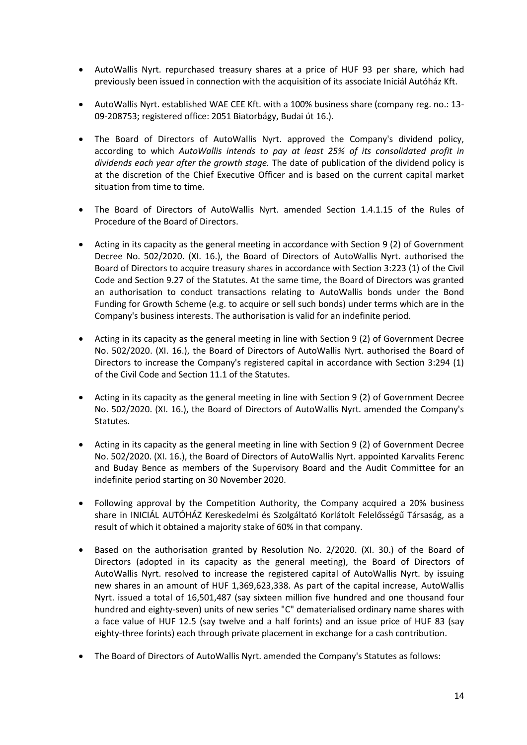- AutoWallis Nyrt. repurchased treasury shares at a price of HUF 93 per share, which had previously been issued in connection with the acquisition of its associate Iniciál Autóház Kft.

- AutoWallis Nyrt. established WAE CEE Kft. with a 100% business share (company reg. no.: 13-09-208753; registered office: 2051 Biatorbágy, Budai út 16.).

- The Board of Directors of AutoWallis Nyrt. approved the Company's dividend policy, according to which *AutoWallis intends to pay at least 25% of its consolidated profit in dividends each year after the growth stage.* The date of publication of the dividend policy is at the discretion of the Chief Executive Officer and is based on the current capital market situation from time to time.

- The Board of Directors of AutoWallis Nyrt. amended Section 1.4.1.15 of the Rules of Procedure of the Board of Directors.

- Acting in its capacity as the general meeting in accordance with Section 9 (2) of Government Decree No. 502/2020. (XI. 16.), the Board of Directors of AutoWallis Nyrt. authorised the Board of Directors to acquire treasury shares in accordance with Section 3:223 (1) of the Civil Code and Section 9.27 of the Statutes. At the same time, the Board of Directors was granted an authorisation to conduct transactions relating to AutoWallis bonds under the Bond Funding for Growth Scheme (e.g. to acquire or sell such bonds) under terms which are in the Company's business interests. The authorisation is valid for an indefinite period.

- Acting in its capacity as the general meeting in line with Section 9 (2) of Government Decree No. 502/2020. (XI. 16.), the Board of Directors of AutoWallis Nyrt. authorised the Board of Directors to increase the Company's registered capital in accordance with Section 3:294 (1) of the Civil Code and Section 11.1 of the Statutes.

- Acting in its capacity as the general meeting in line with Section 9 (2) of Government Decree No. 502/2020. (XI. 16.), the Board of Directors of AutoWallis Nyrt. amended the Company's Statutes.

- Acting in its capacity as the general meeting in line with Section 9 (2) of Government Decree No. 502/2020. (XI. 16.), the Board of Directors of AutoWallis Nyrt. appointed Karvalits Ferenc and Buday Bence as members of the Supervisory Board and the Audit Committee for an indefinite period starting on 30 November 2020.

- Following approval by the Competition Authority, the Company acquired a 20% business share in INICIÁL AUTÓHÁZ Kereskedelmi és Szolgáltató Korlátolt Felelősségű Társaság, as a result of which it obtained a majority stake of 60% in that company.

- Based on the authorisation granted by Resolution No. 2/2020. (XI. 30.) of the Board of Directors (adopted in its capacity as the general meeting), the Board of Directors of AutoWallis Nyrt. resolved to increase the registered capital of AutoWallis Nyrt. by issuing new shares in an amount of HUF 1,369,623,338. As part of the capital increase, AutoWallis Nyrt. issued a total of 16,501,487 (say sixteen million five hundred and one thousand four hundred and eighty-seven) units of new series "C" dematerialised ordinary name shares with a face value of HUF 12.5 (say twelve and a half forints) and an issue price of HUF 83 (say eighty-three forints) each through private placement in exchange for a cash contribution.

- The Board of Directors of AutoWallis Nyrt. amended the Company's Statutes as follows: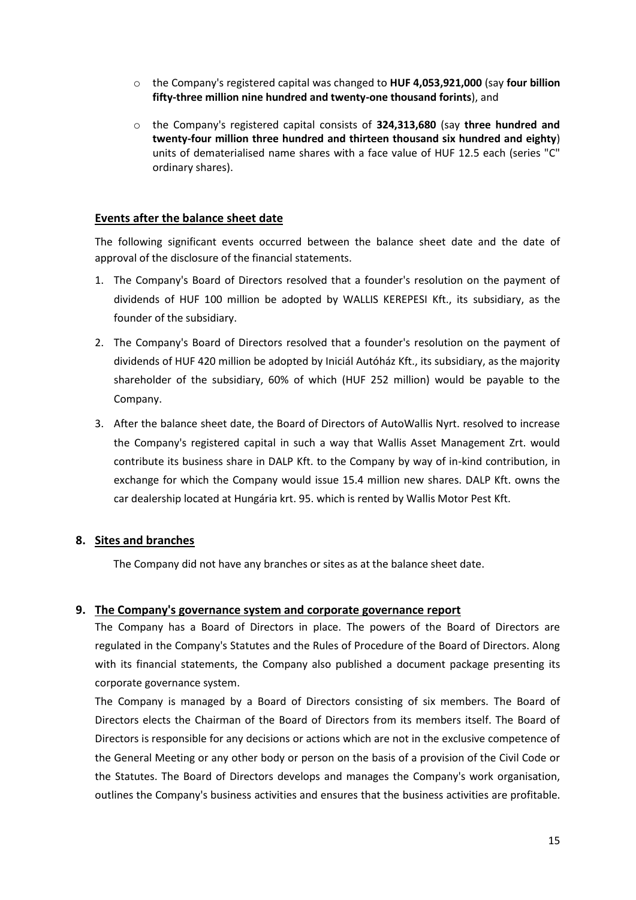- the Company's registered capital was changed to **HUF 4,053,921,000** (say **four billion fifty-three million nine hundred and twenty-one thousand forints**), and
- the Company's registered capital consists of **324,313,680** (say **three hundred and twenty-four million three hundred and thirteen thousand six hundred and eighty**) units of dematerialised name shares with a face value of HUF 12.5 each (series "C" ordinary shares).

**Events after the balance sheet date**

The following significant events occurred between the balance sheet date and the date of approval of the disclosure of the financial statements.

1. The Company's Board of Directors resolved that a founder's resolution on the payment of dividends of HUF 100 million be adopted by WALLIS KEREPESI Kft., its subsidiary, as the founder of the subsidiary.
2. The Company's Board of Directors resolved that a founder's resolution on the payment of dividends of HUF 420 million be adopted by Iniciál Autóház Kft., its subsidiary, as the majority shareholder of the subsidiary, 60% of which (HUF 252 million) would be payable to the Company.
3. After the balance sheet date, the Board of Directors of AutoWallis Nyrt. resolved to increase the Company's registered capital in such a way that Wallis Asset Management Zrt. would contribute its business share in DALP Kft. to the Company by way of in-kind contribution, in exchange for which the Company would issue 15.4 million new shares. DALP Kft. owns the car dealership located at Hungária krt. 95. which is rented by Wallis Motor Pest Kft.

## 8. Sites and branches

The Company did not have any branches or sites as at the balance sheet date.

## 9. The Company's governance system and corporate governance report

The Company has a Board of Directors in place. The powers of the Board of Directors are regulated in the Company's Statutes and the Rules of Procedure of the Board of Directors. Along with its financial statements, the Company also published a document package presenting its corporate governance system.

The Company is managed by a Board of Directors consisting of six members. The Board of Directors elects the Chairman of the Board of Directors from its members itself. The Board of Directors is responsible for any decisions or actions which are not in the exclusive competence of the General Meeting or any other body or person on the basis of a provision of the Civil Code or the Statutes. The Board of Directors develops and manages the Company's work organisation, outlines the Company's business activities and ensures that the business activities are profitable.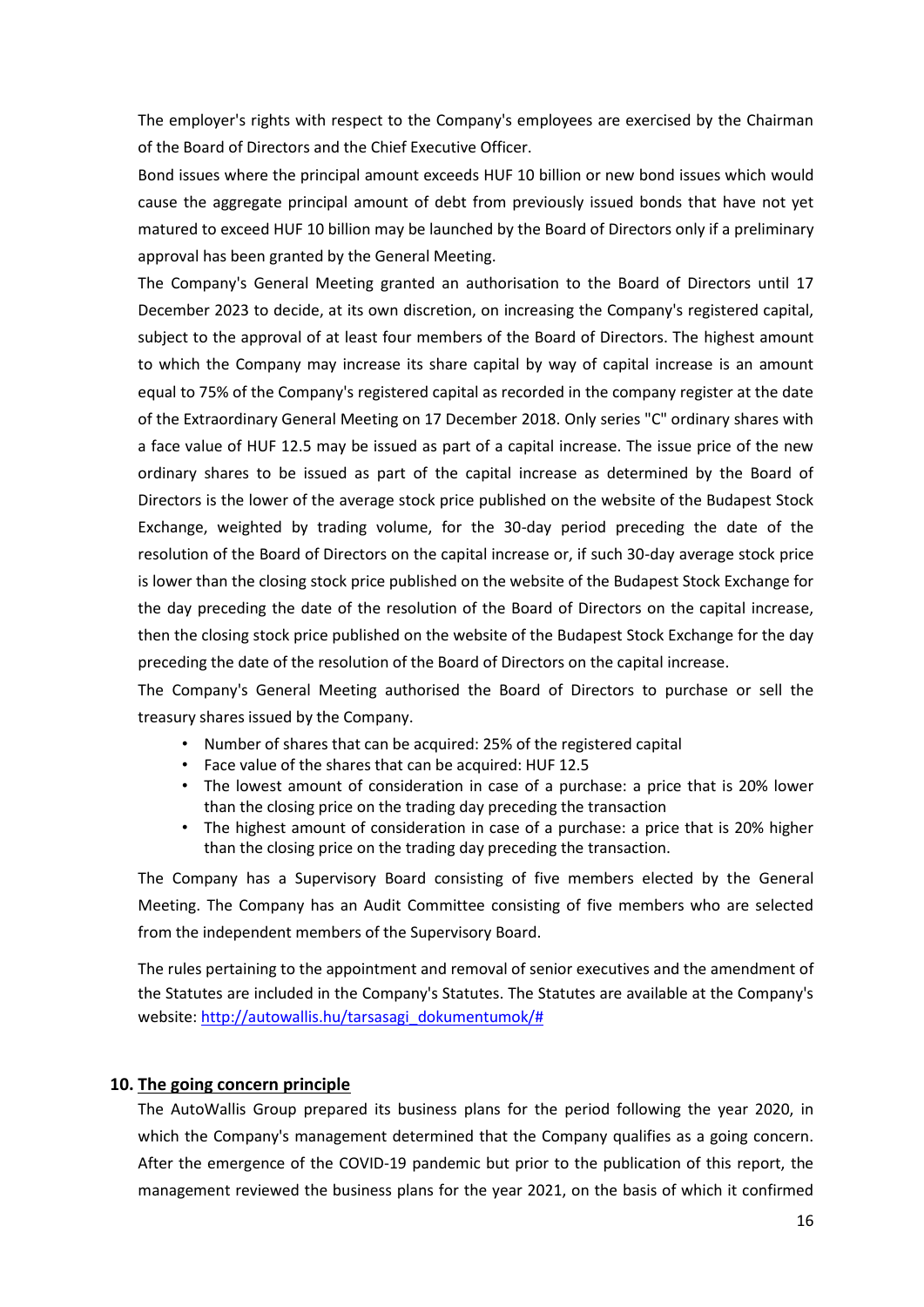The employer's rights with respect to the Company's employees are exercised by the Chairman of the Board of Directors and the Chief Executive Officer.

Bond issues where the principal amount exceeds HUF 10 billion or new bond issues which would cause the aggregate principal amount of debt from previously issued bonds that have not yet matured to exceed HUF 10 billion may be launched by the Board of Directors only if a preliminary approval has been granted by the General Meeting.

The Company's General Meeting granted an authorisation to the Board of Directors until 17 December 2023 to decide, at its own discretion, on increasing the Company's registered capital, subject to the approval of at least four members of the Board of Directors. The highest amount to which the Company may increase its share capital by way of capital increase is an amount equal to 75% of the Company's registered capital as recorded in the company register at the date of the Extraordinary General Meeting on 17 December 2018. Only series "C" ordinary shares with a face value of HUF 12.5 may be issued as part of a capital increase. The issue price of the new ordinary shares to be issued as part of the capital increase as determined by the Board of Directors is the lower of the average stock price published on the website of the Budapest Stock Exchange, weighted by trading volume, for the 30-day period preceding the date of the resolution of the Board of Directors on the capital increase or, if such 30-day average stock price is lower than the closing stock price published on the website of the Budapest Stock Exchange for the day preceding the date of the resolution of the Board of Directors on the capital increase, then the closing stock price published on the website of the Budapest Stock Exchange for the day preceding the date of the resolution of the Board of Directors on the capital increase.

The Company's General Meeting authorised the Board of Directors to purchase or sell the treasury shares issued by the Company.

- Number of shares that can be acquired: 25% of the registered capital
- Face value of the shares that can be acquired: HUF 12.5
- The lowest amount of consideration in case of a purchase: a price that is 20% lower than the closing price on the trading day preceding the transaction
- The highest amount of consideration in case of a purchase: a price that is 20% higher than the closing price on the trading day preceding the transaction.

The Company has a Supervisory Board consisting of five members elected by the General Meeting. The Company has an Audit Committee consisting of five members who are selected from the independent members of the Supervisory Board.

The rules pertaining to the appointment and removal of senior executives and the amendment of the Statutes are included in the Company's Statutes. The Statutes are available at the Company's website: [http://autowallis.hu/tarsasagi_dokumentumok/#](http://autowallis.hu/tarsasagi_dokumentumok/#)

## 10. The going concern principle

The AutoWallis Group prepared its business plans for the period following the year 2020, in which the Company's management determined that the Company qualifies as a going concern. After the emergence of the COVID-19 pandemic but prior to the publication of this report, the management reviewed the business plans for the year 2021, on the basis of which it confirmed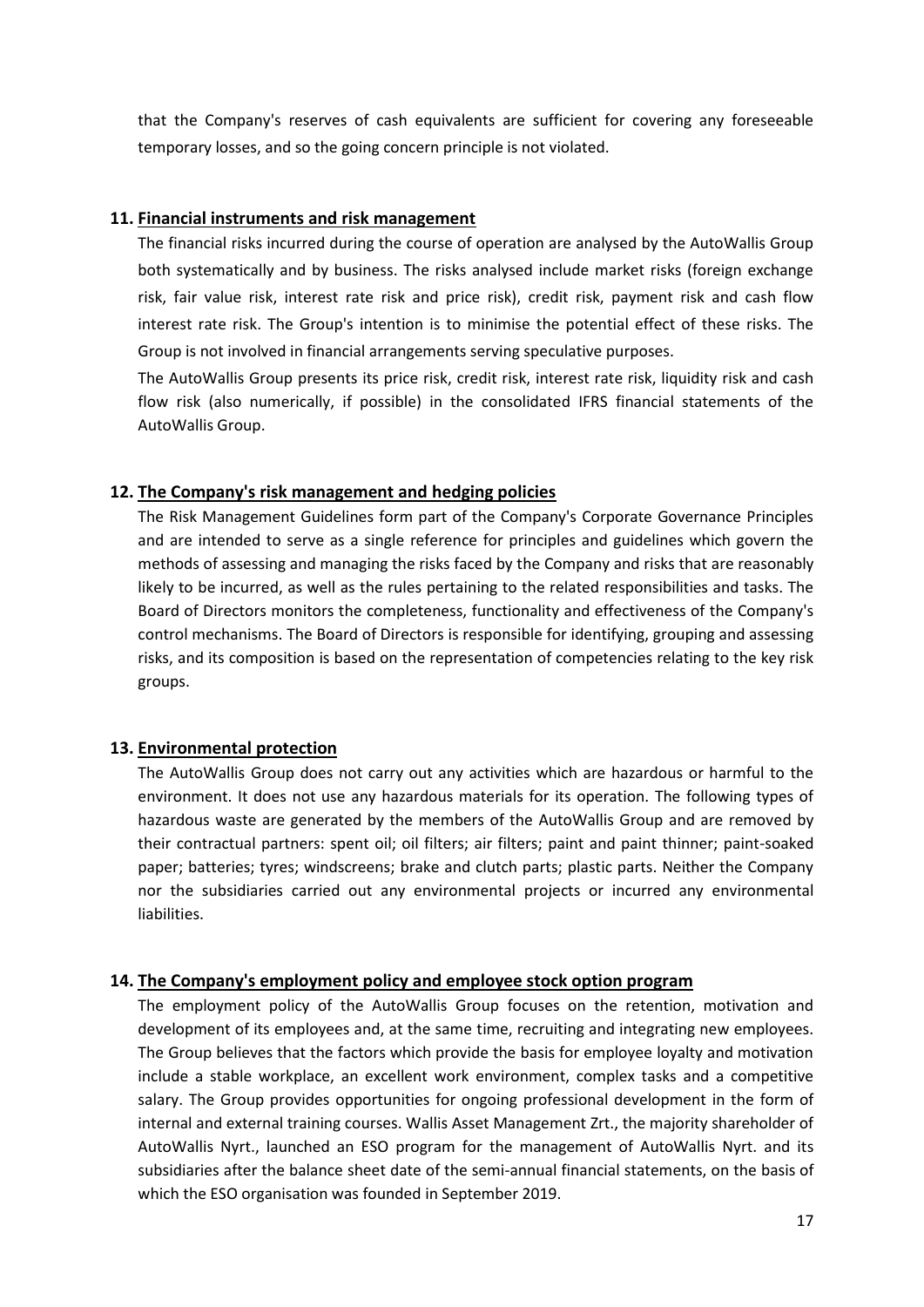that the Company's reserves of cash equivalents are sufficient for covering any foreseeable temporary losses, and so the going concern principle is not violated.

## 11. Financial instruments and risk management

The financial risks incurred during the course of operation are analysed by the AutoWallis Group both systematically and by business. The risks analysed include market risks (foreign exchange risk, fair value risk, interest rate risk and price risk), credit risk, payment risk and cash flow interest rate risk. The Group's intention is to minimise the potential effect of these risks. The Group is not involved in financial arrangements serving speculative purposes.

The AutoWallis Group presents its price risk, credit risk, interest rate risk, liquidity risk and cash flow risk (also numerically, if possible) in the consolidated IFRS financial statements of the AutoWallis Group.

## 12. The Company's risk management and hedging policies

The Risk Management Guidelines form part of the Company's Corporate Governance Principles and are intended to serve as a single reference for principles and guidelines which govern the methods of assessing and managing the risks faced by the Company and risks that are reasonably likely to be incurred, as well as the rules pertaining to the related responsibilities and tasks. The Board of Directors monitors the completeness, functionality and effectiveness of the Company's control mechanisms. The Board of Directors is responsible for identifying, grouping and assessing risks, and its composition is based on the representation of competencies relating to the key risk groups.

## 13. Environmental protection

The AutoWallis Group does not carry out any activities which are hazardous or harmful to the environment. It does not use any hazardous materials for its operation. The following types of hazardous waste are generated by the members of the AutoWallis Group and are removed by their contractual partners: spent oil; oil filters; air filters; paint and paint thinner; paint-soaked paper; batteries; tyres; windscreens; brake and clutch parts; plastic parts. Neither the Company nor the subsidiaries carried out any environmental projects or incurred any environmental liabilities.

## 14. The Company's employment policy and employee stock option program

The employment policy of the AutoWallis Group focuses on the retention, motivation and development of its employees and, at the same time, recruiting and integrating new employees. The Group believes that the factors which provide the basis for employee loyalty and motivation include a stable workplace, an excellent work environment, complex tasks and a competitive salary. The Group provides opportunities for ongoing professional development in the form of internal and external training courses. Wallis Asset Management Zrt., the majority shareholder of AutoWallis Nyrt., launched an ESO program for the management of AutoWallis Nyrt. and its subsidiaries after the balance sheet date of the semi-annual financial statements, on the basis of which the ESO organisation was founded in September 2019.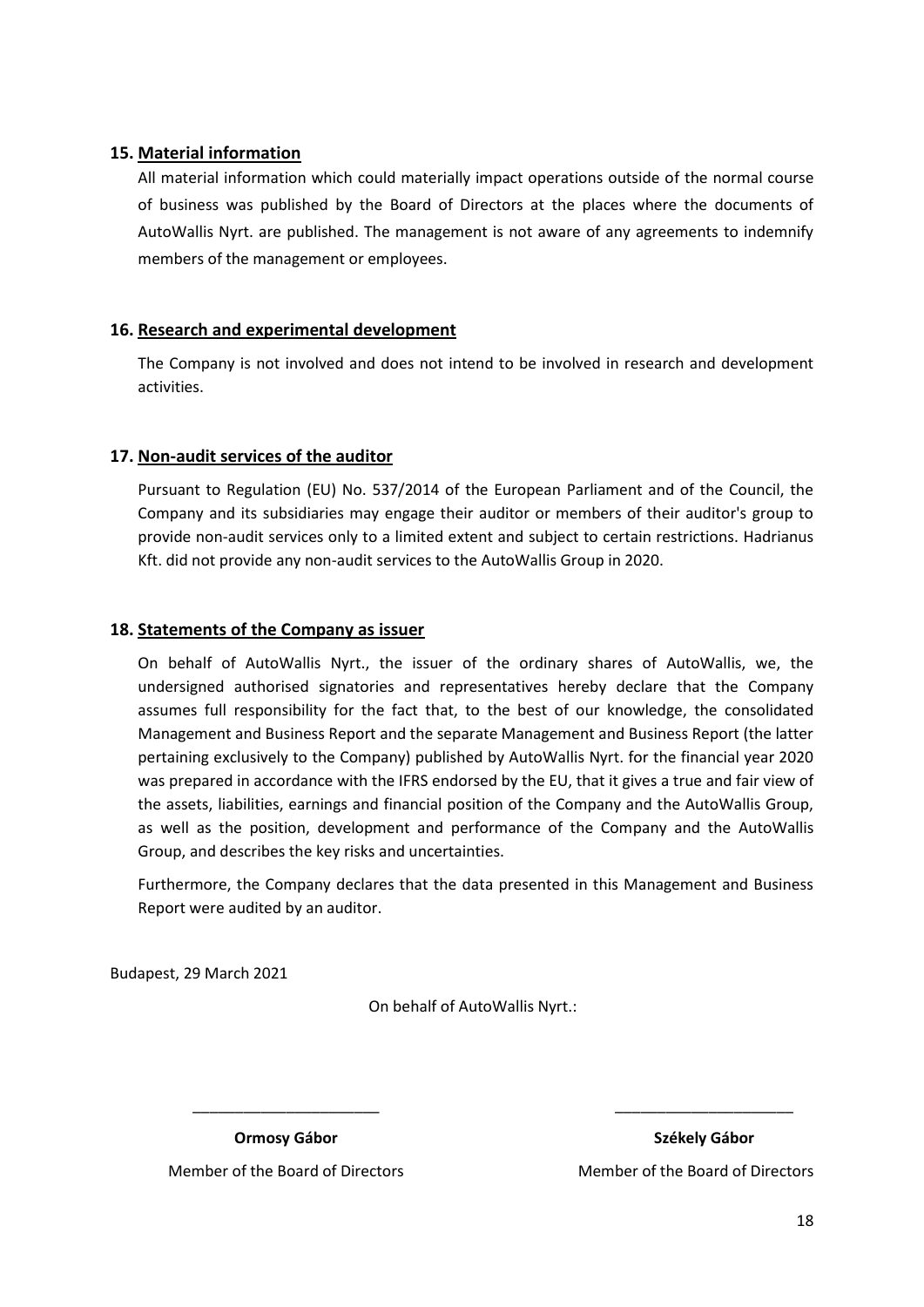## 15. Material information

All material information which could materially impact operations outside of the normal course of business was published by the Board of Directors at the places where the documents of AutoWallis Nyrt. are published. The management is not aware of any agreements to indemnify members of the management or employees.

## 16. Research and experimental development

The Company is not involved and does not intend to be involved in research and development activities.

## 17. Non-audit services of the auditor

Pursuant to Regulation (EU) No. 537/2014 of the European Parliament and of the Council, the Company and its subsidiaries may engage their auditor or members of their auditor's group to provide non-audit services only to a limited extent and subject to certain restrictions. Hadrianus Kft. did not provide any non-audit services to the AutoWallis Group in 2020.

## 18. Statements of the Company as issuer

On behalf of AutoWallis Nyrt., the issuer of the ordinary shares of AutoWallis, we, the undersigned authorised signatories and representatives hereby declare that the Company assumes full responsibility for the fact that, to the best of our knowledge, the consolidated Management and Business Report and the separate Management and Business Report (the latter pertaining exclusively to the Company) published by AutoWallis Nyrt. for the financial year 2020 was prepared in accordance with the IFRS endorsed by the EU, that it gives a true and fair view of the assets, liabilities, earnings and financial position of the Company and the AutoWallis Group, as well as the position, development and performance of the Company and the AutoWallis Group, and describes the key risks and uncertainties.

Furthermore, the Company declares that the data presented in this Management and Business Report were audited by an auditor.

Budapest, 29 March 2021

On behalf of AutoWallis Nyrt.:

______________________

**Ormosy Gábor**

Member of the Board of Directors

______________________

**Székely Gábor**

Member of the Board of Directors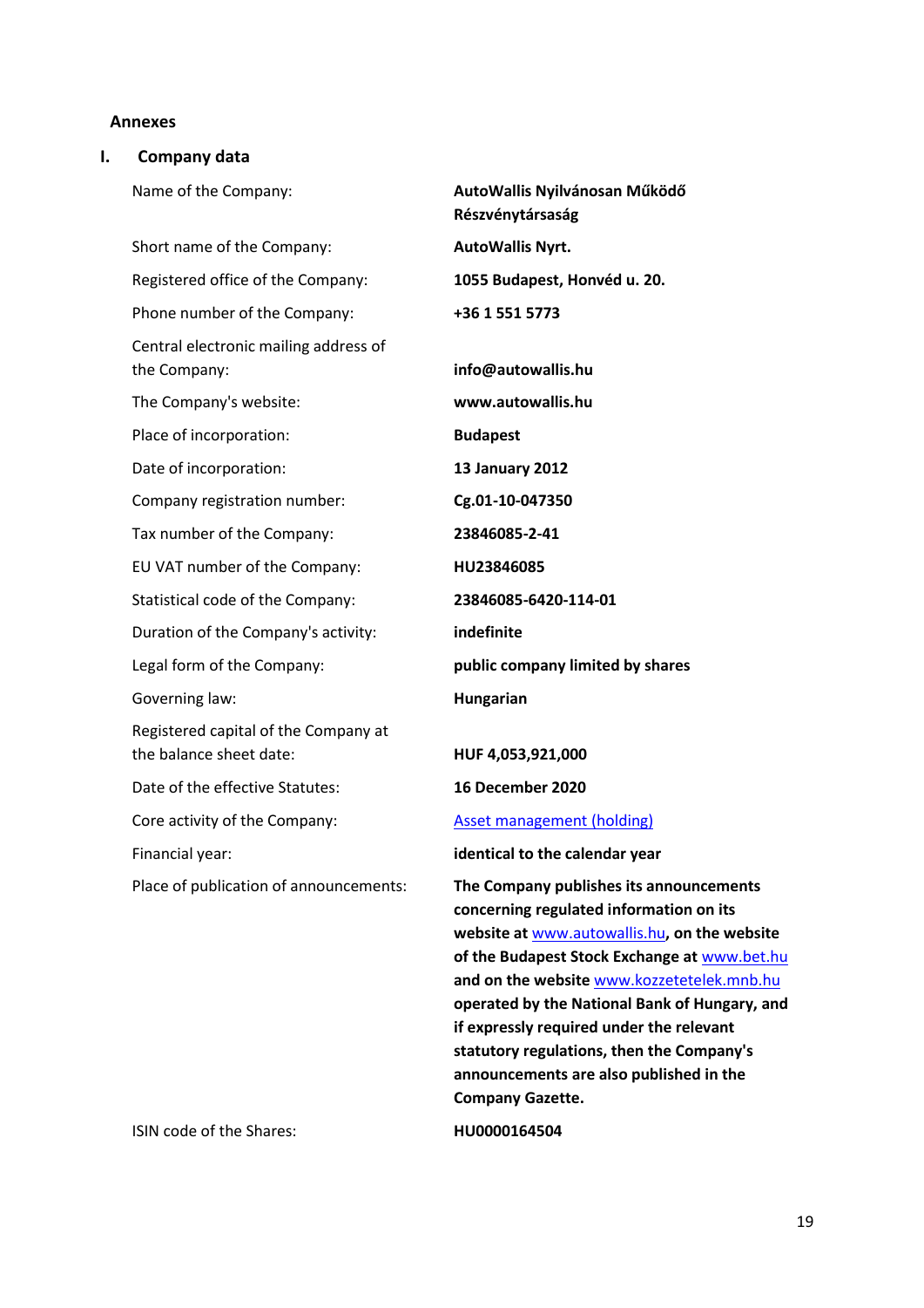## Annexes

### I. Company data

| | |
|---|---|
| Name of the Company: | **AutoWallis Nyilvánosan Működő Részvénytársaság** |
| Short name of the Company: | **AutoWallis Nyrt.** |
| Registered office of the Company: | **1055 Budapest, Honvéd u. 20.** |
| Phone number of the Company: | **+36 1 551 5773** |
| Central electronic mailing address of the Company: | **info@autowallis.hu** |
| The Company's website: | **www.autowallis.hu** |
| Place of incorporation: | **Budapest** |
| Date of incorporation: | **13 January 2012** |
| Company registration number: | **Cg.01-10-047350** |
| Tax number of the Company: | **23846085-2-41** |
| EU VAT number of the Company: | **HU23846085** |
| Statistical code of the Company: | **23846085-6420-114-01** |
| Duration of the Company's activity: | **indefinite** |
| Legal form of the Company: | **public company limited by shares** |
| Governing law: | **Hungarian** |
| Registered capital of the Company at the balance sheet date: | **HUF 4,053,921,000** |
| Date of the effective Statutes: | **16 December 2020** |
| Core activity of the Company: | Asset management (holding) |
| Financial year: | **identical to the calendar year** |
| Place of publication of announcements: | **The Company publishes its announcements concerning regulated information on its website at www.autowallis.hu, on the website of the Budapest Stock Exchange at www.bet.hu and on the website www.kozzetetelek.mnb.hu operated by the National Bank of Hungary, and if expressly required under the relevant statutory regulations, then the Company's announcements are also published in the Company Gazette.** |
| ISIN code of the Shares: | **HU0000164504** |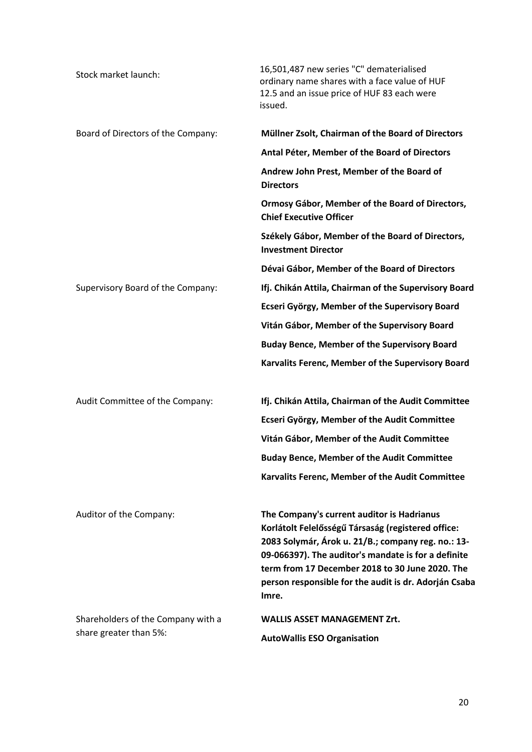| | |
|---|---|
| Stock market launch: | 16,501,487 new series "C" dematerialised ordinary name shares with a face value of HUF 12.5 and an issue price of HUF 83 each were issued. |
| Board of Directors of the Company: | **Müllner Zsolt, Chairman of the Board of Directors** |
| | **Antal Péter, Member of the Board of Directors** |
| | **Andrew John Prest, Member of the Board of Directors** |
| | **Ormosy Gábor, Member of the Board of Directors, Chief Executive Officer** |
| | **Székely Gábor, Member of the Board of Directors, Investment Director** |
| | **Dévai Gábor, Member of the Board of Directors** |
| Supervisory Board of the Company: | **Ifj. Chikán Attila, Chairman of the Supervisory Board** |
| | **Ecseri György, Member of the Supervisory Board** |
| | **Vitán Gábor, Member of the Supervisory Board** |
| | **Buday Bence, Member of the Supervisory Board** |
| | **Karvalits Ferenc, Member of the Supervisory Board** |
| Audit Committee of the Company: | **Ifj. Chikán Attila, Chairman of the Audit Committee** |
| | **Ecseri György, Member of the Audit Committee** |
| | **Vitán Gábor, Member of the Audit Committee** |
| | **Buday Bence, Member of the Audit Committee** |
| | **Karvalits Ferenc, Member of the Audit Committee** |
| Auditor of the Company: | **The Company's current auditor is Hadrianus Korlátolt Felelősségű Társaság (registered office: 2083 Solymár, Árok u. 21/B.; company reg. no.: 13-09-066397). The auditor's mandate is for a definite term from 17 December 2018 to 30 June 2020. The person responsible for the audit is dr. Adorján Csaba Imre.** |
| Shareholders of the Company with a share greater than 5%: | **WALLIS ASSET MANAGEMENT Zrt.** |
| | **AutoWallis ESO Organisation** |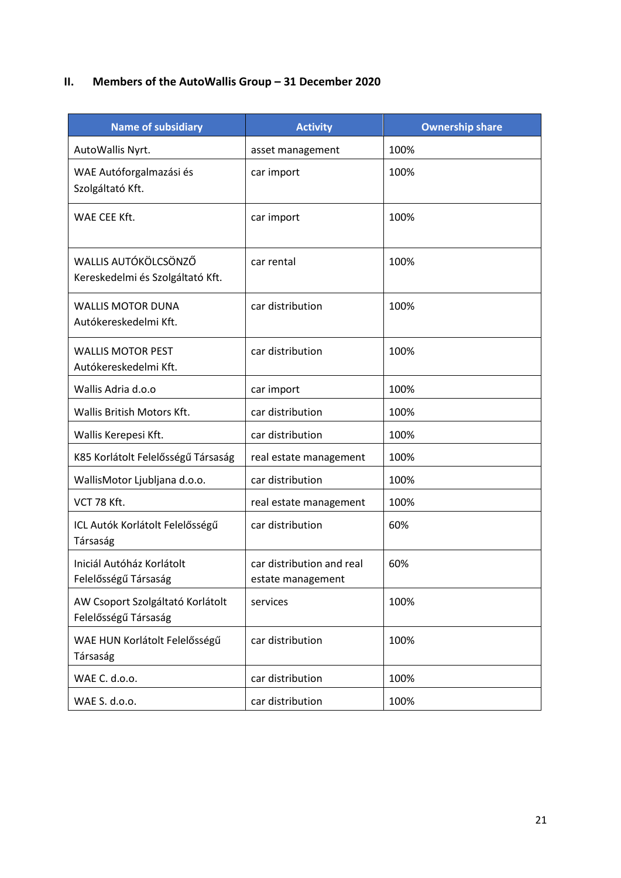## II. Members of the AutoWallis Group – 31 December 2020

| Name of subsidiary | Activity | Ownership share |
|---|---|---|
| AutoWallis Nyrt. | asset management | 100% |
| WAE Autóforgalmazási és Szolgáltató Kft. | car import | 100% |
| WAE CEE Kft. | car import | 100% |
| WALLIS AUTÓKÖLCSÖNZŐ Kereskedelmi és Szolgáltató Kft. | car rental | 100% |
| WALLIS MOTOR DUNA Autókereskedelmi Kft. | car distribution | 100% |
| WALLIS MOTOR PEST Autókereskedelmi Kft. | car distribution | 100% |
| Wallis Adria d.o.o | car import | 100% |
| Wallis British Motors Kft. | car distribution | 100% |
| Wallis Kerepesi Kft. | car distribution | 100% |
| K85 Korlátolt Felelősségű Társaság | real estate management | 100% |
| WallisMotor Ljubljana d.o.o. | car distribution | 100% |
| VCT 78 Kft. | real estate management | 100% |
| ICL Autók Korlátolt Felelősségű Társaság | car distribution | 60% |
| Iniciál Autóház Korlátolt Felelősségű Társaság | car distribution and real estate management | 60% |
| AW Csoport Szolgáltató Korlátolt Felelősségű Társaság | services | 100% |
| WAE HUN Korlátolt Felelősségű Társaság | car distribution | 100% |
| WAE C. d.o.o. | car distribution | 100% |
| WAE S. d.o.o. | car distribution | 100% |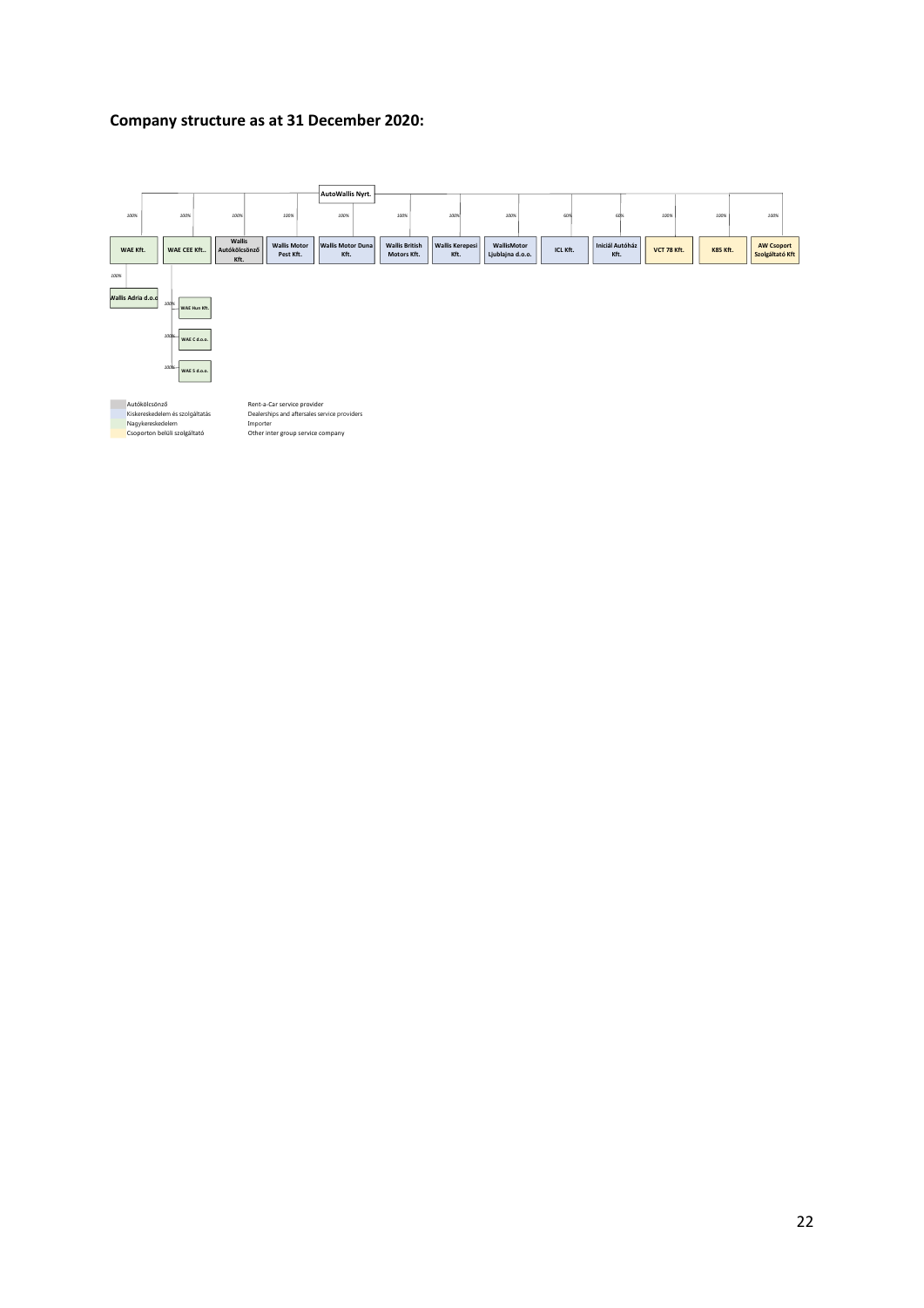**Company structure as at 31 December 2020:**

AutoWallis Nyrt.

100%
WAE Kft.

100%
WAE CEE Kft..

100%
Wallis Autókölcsönző Kft.

100%
Wallis Motor Pest Kft.

100%
Wallis Motor Duna Kft.

100%
Wallis British Motors Kft.

100%
Wallis Kerepesi Kft.

100%
WallisMotor Ljublajna d.o.o.

60%
ICL Kft.

60%
Iniciál Autóház Kft.

100%
VCT 78 Kft.

100%
K85 Kft.

100%
AW Csoport Szolgáltató Kft

100%
Wallis Adria d.o.o

100%
WAE Hun Kft.

100%
WAE C d.o.o.

100%
WAE S d.o.o.

Autókölcsönző — Rent-a-Car service provider
Kiskereskedelem és szolgáltatás — Dealerships and aftersales service providers
Nagykereskedelem — Importer
Csoporton belüli szolgáltató — Other inter group service company